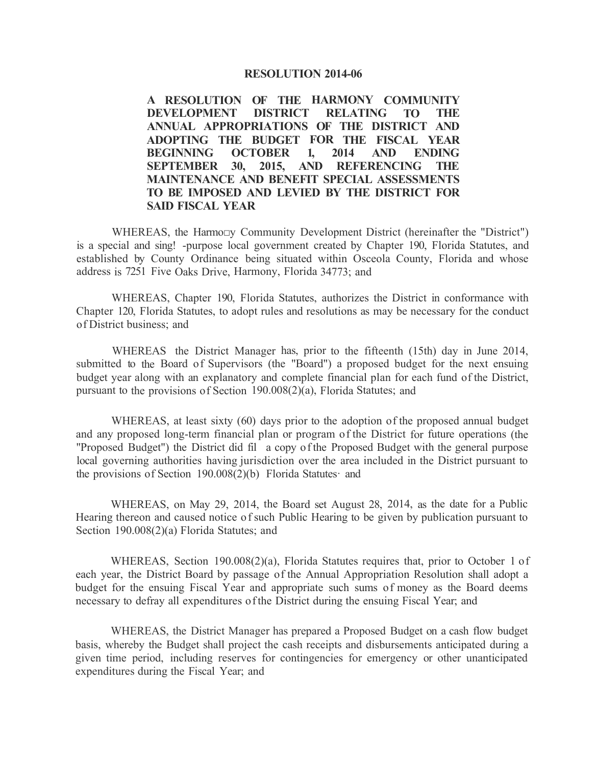**RESOLUTION 2014-06**

**A RESOLUTION OF THE HARMONY COMMUNITY DEVELOPMENT DISTRICT RELATING TO THE ANNUAL APPROPRIATIONS OF THE DISTRICT AND ADOPTING THE BUDGET FOR THE FISCAL YEAR BEGINNING OCTOBER 1, 2014 AND ENDING SEPTEMBER 30, 2015, AND REFERENCING THE MAINTENANCE AND BENEFIT SPECIAL ASSESSMENTS TO BE IMPOSED AND LEVIED BY THE DISTRICT FOR SAID FISCAL YEAR**

WHEREAS, the Harmo□y Community Development District (hereinafter the "District") is a special and sing! -purpose local government created by Chapter 190, Florida Statutes, and established by County Ordinance being situated within Osceola County, Florida and whose address is 7251 Five Oaks Drive, Harmony, Florida 34773; and

WHEREAS, Chapter 190, Florida Statutes, authorizes the District in conformance with Chapter 120, Florida Statutes, to adopt rules and resolutions as may be necessary for the conduct of District business; and

WHEREAS the District Manager has, prior to the fifteenth (15th) day in June 2014, submitted to the Board of Supervisors (the "Board") a proposed budget for the next ensuing budget year along with an explanatory and complete financial plan for each fund of the District, pursuant to the provisions of Section 190.008(2)(a), Florida Statutes; and

WHEREAS, at least sixty (60) days prior to the adoption of the proposed annual budget and any proposed long-term financial plan or program of the District for future operations (the "Proposed Budget") the District did fil a copy of the Proposed Budget with the general purpose local governing authorities having jurisdiction over the area included in the District pursuant to the provisions of Section 190.008(2)(b) Florida Statutes· and

WHEREAS, on May 29, 2014, the Board set August 28, 2014, as the date for a Public Hearing thereon and caused notice of such Public Hearing to be given by publication pursuant to Section 190.008(2)(a) Florida Statutes; and

WHEREAS, Section 190.008(2)(a), Florida Statutes requires that, prior to October 1 of each year, the District Board by passage of the Annual Appropriation Resolution shall adopt a budget for the ensuing Fiscal Year and appropriate such sums of money as the Board deems necessary to defray all expenditures of the District during the ensuing Fiscal Year; and

WHEREAS, the District Manager has prepared a Proposed Budget on a cash flow budget basis, whereby the Budget shall project the cash receipts and disbursements anticipated during a given time period, including reserves for contingencies for emergency or other unanticipated expenditures during the Fiscal Year; and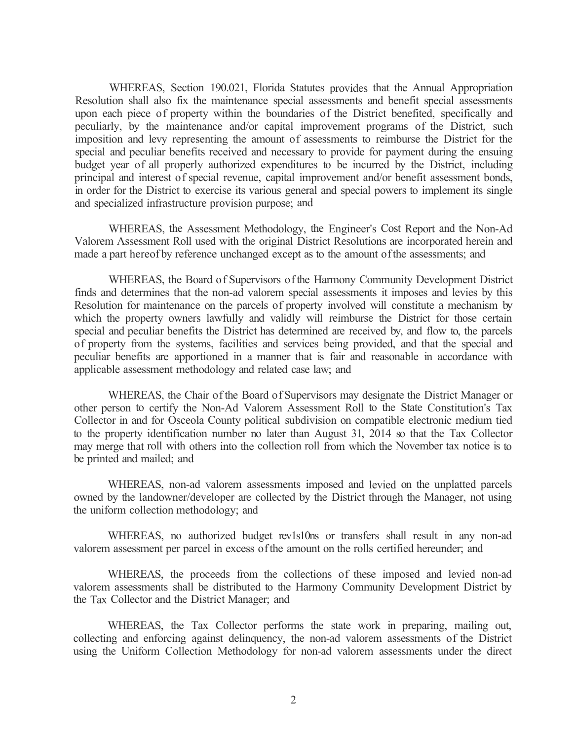WHEREAS, Section 190.021, Florida Statutes provides that the Annual Appropriation Resolution shall also fix the maintenance special assessments and benefit special assessments upon each piece of property within the boundaries of the District benefited, specifically and peculiarly, by the maintenance and/or capital improvement programs of the District, such imposition and levy representing the amount of assessments to reimburse the District for the special and peculiar benefits received and necessary to provide for payment during the ensuing budget year of all properly authorized expenditures to be incurred by the District, including principal and interest of special revenue, capital improvement and/or benefit assessment bonds, in order for the District to exercise its various general and special powers to implement its single and specialized infrastructure provision purpose; and

WHEREAS, the Assessment Methodology, the Engineer's Cost Report and the Non-Ad Valorem Assessment Roll used with the original District Resolutions are incorporated herein and made a part hereof by reference unchanged except as to the amount of the assessments; and

WHEREAS, the Board of Supervisors of the Harmony Community Development District finds and determines that the non-ad valorem special assessments it imposes and levies by this Resolution for maintenance on the parcels of property involved will constitute a mechanism by which the property owners lawfully and validly will reimburse the District for those certain special and peculiar benefits the District has determined are received by, and flow to, the parcels of property from the systems, facilities and services being provided, and that the special and peculiar benefits are apportioned in a manner that is fair and reasonable in accordance with applicable assessment methodology and related case law; and

WHEREAS, the Chair of the Board of Supervisors may designate the District Manager or other person to certify the Non-Ad Valorem Assessment Roll to the State Constitution's Tax Collector in and for Osceola County political subdivision on compatible electronic medium tied to the property identification number no later than August 31, 2014 so that the Tax Collector may merge that roll with others into the collection roll from which the November tax notice is to be printed and mailed; and

WHEREAS, non-ad valorem assessments imposed and levied on the unplatted parcels owned by the landowner/developer are collected by the District through the Manager, not using the uniform collection methodology; and

WHEREAS, no authorized budget rev1s10ns or transfers shall result in any non-ad valorem assessment per parcel in excess of the amount on the rolls certified hereunder; and

WHEREAS, the proceeds from the collections of these imposed and levied non-ad valorem assessments shall be distributed to the Harmony Community Development District by the Tax Collector and the District Manager; and

WHEREAS, the Tax Collector performs the state work in preparing, mailing out, collecting and enforcing against delinquency, the non-ad valorem assessments of the District using the Uniform Collection Methodology for non-ad valorem assessments under the direct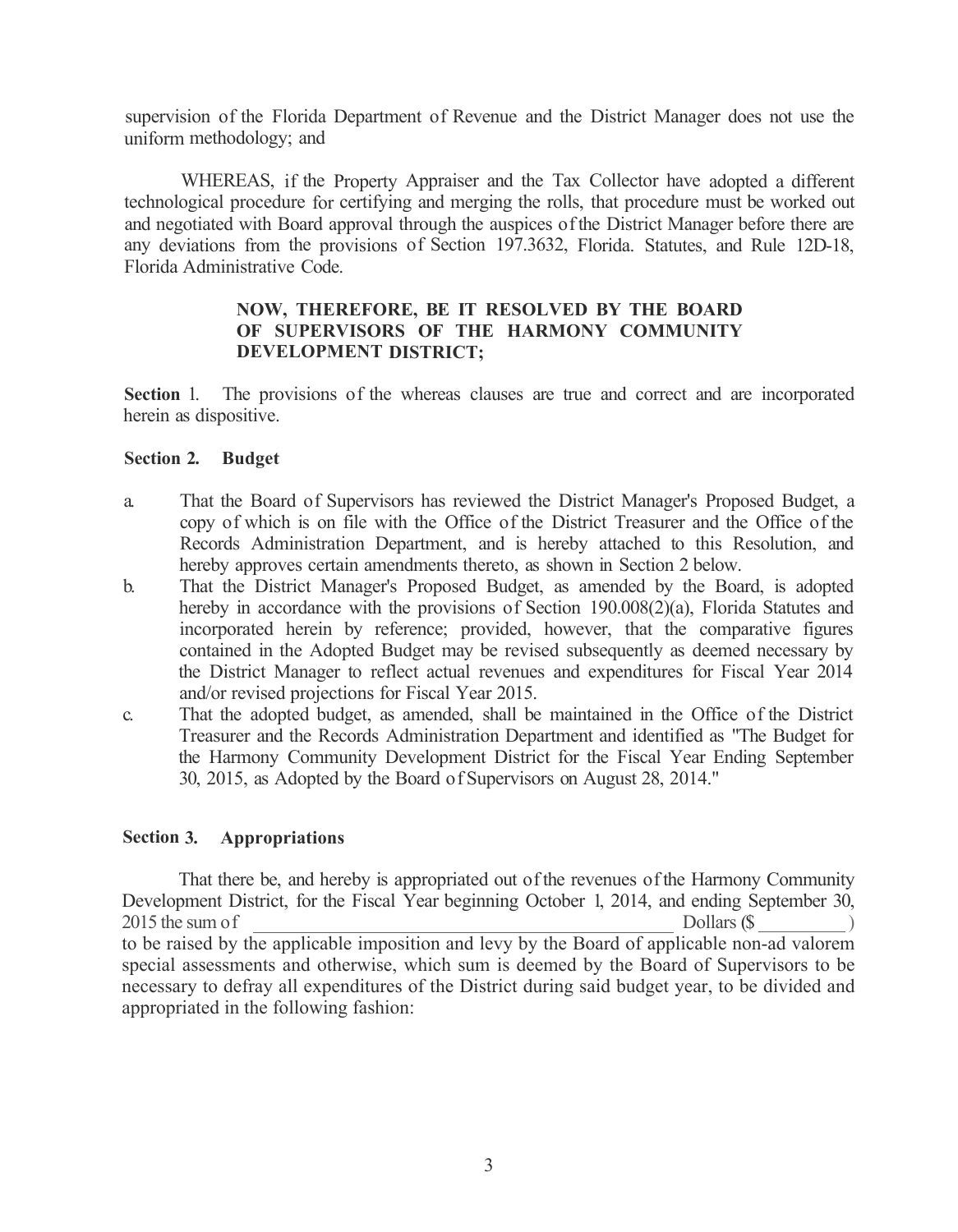supervision of the Florida Department of Revenue and the District Manager does not use the uniform methodology; and

WHEREAS, if the Property Appraiser and the Tax Collector have adopted a different technological procedure for certifying and merging the rolls, that procedure must be worked out and negotiated with Board approval through the auspices of the District Manager before there are any deviations from the provisions of Section 197.3632, Florida. Statutes, and Rule 12D-18, Florida Administrative Code.

**NOW, THEREFORE, BE IT RESOLVED BY THE BOARD OF SUPERVISORS OF THE HARMONY COMMUNITY DEVELOPMENT DISTRICT;**

**Section** 1. The provisions of the whereas clauses are true and correct and are incorporated herein as dispositive.

**Section 2. Budget**

a. That the Board of Supervisors has reviewed the District Manager's Proposed Budget, a copy of which is on file with the Office of the District Treasurer and the Office of the Records Administration Department, and is hereby attached to this Resolution, and hereby approves certain amendments thereto, as shown in Section 2 below.

b. That the District Manager's Proposed Budget, as amended by the Board, is adopted hereby in accordance with the provisions of Section 190.008(2)(a), Florida Statutes and incorporated herein by reference; provided, however, that the comparative figures contained in the Adopted Budget may be revised subsequently as deemed necessary by the District Manager to reflect actual revenues and expenditures for Fiscal Year 2014 and/or revised projections for Fiscal Year 2015.

c. That the adopted budget, as amended, shall be maintained in the Office of the District Treasurer and the Records Administration Department and identified as "The Budget for the Harmony Community Development District for the Fiscal Year Ending September 30, 2015, as Adopted by the Board of Supervisors on August 28, 2014."

**Section 3. Appropriations**

That there be, and hereby is appropriated out of the revenues of the Harmony Community Development District, for the Fiscal Year beginning October 1, 2014, and ending September 30, 2015 the sum of ______________________________________________ Dollars ($__________) to be raised by the applicable imposition and levy by the Board of applicable non-ad valorem special assessments and otherwise, which sum is deemed by the Board of Supervisors to be necessary to defray all expenditures of the District during said budget year, to be divided and appropriated in the following fashion: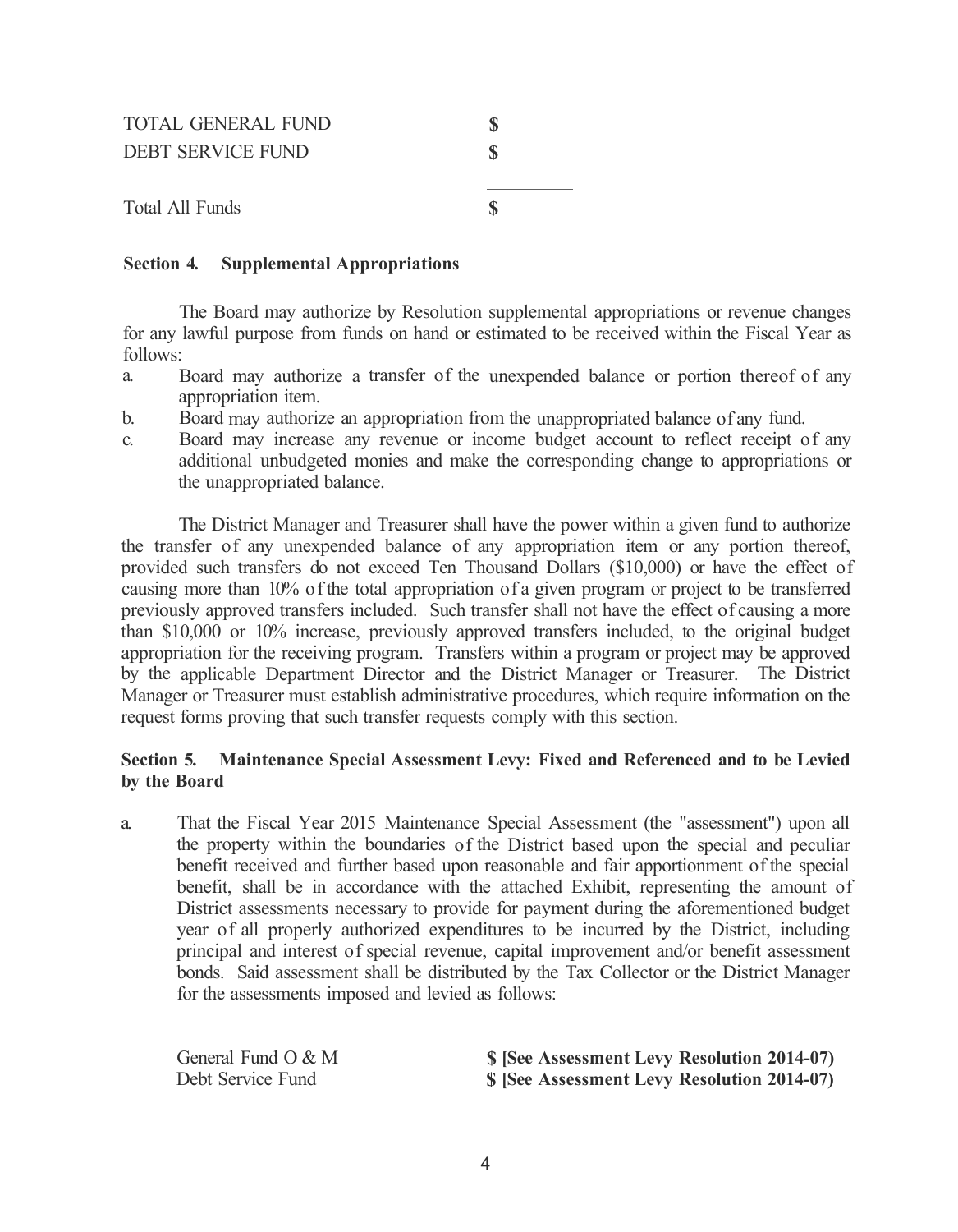| | |
|---|---|
| TOTAL GENERAL FUND | **$** |
| DEBT SERVICE FUND | **$** |
| Total All Funds | **$** |

**Section 4. Supplemental Appropriations**

The Board may authorize by Resolution supplemental appropriations or revenue changes for any lawful purpose from funds on hand or estimated to be received within the Fiscal Year as follows:

a. Board may authorize a transfer of the unexpended balance or portion thereof of any appropriation item.
b. Board may authorize an appropriation from the unappropriated balance of any fund.
c. Board may increase any revenue or income budget account to reflect receipt of any additional unbudgeted monies and make the corresponding change to appropriations or the unappropriated balance.

The District Manager and Treasurer shall have the power within a given fund to authorize the transfer of any unexpended balance of any appropriation item or any portion thereof, provided such transfers do not exceed Ten Thousand Dollars ($10,000) or have the effect of causing more than 10% of the total appropriation of a given program or project to be transferred previously approved transfers included. Such transfer shall not have the effect of causing a more than $10,000 or 10% increase, previously approved transfers included, to the original budget appropriation for the receiving program. Transfers within a program or project may be approved by the applicable Department Director and the District Manager or Treasurer. The District Manager or Treasurer must establish administrative procedures, which require information on the request forms proving that such transfer requests comply with this section.

**Section 5. Maintenance Special Assessment Levy: Fixed and Referenced and to be Levied by the Board**

a. That the Fiscal Year 2015 Maintenance Special Assessment (the "assessment") upon all the property within the boundaries of the District based upon the special and peculiar benefit received and further based upon reasonable and fair apportionment of the special benefit, shall be in accordance with the attached Exhibit, representing the amount of District assessments necessary to provide for payment during the aforementioned budget year of all properly authorized expenditures to be incurred by the District, including principal and interest of special revenue, capital improvement and/or benefit assessment bonds. Said assessment shall be distributed by the Tax Collector or the District Manager for the assessments imposed and levied as follows:

| | |
|---|---|
| General Fund O & M | **$ [See Assessment Levy Resolution 2014-07)** |
| Debt Service Fund | **$ [See Assessment Levy Resolution 2014-07)** |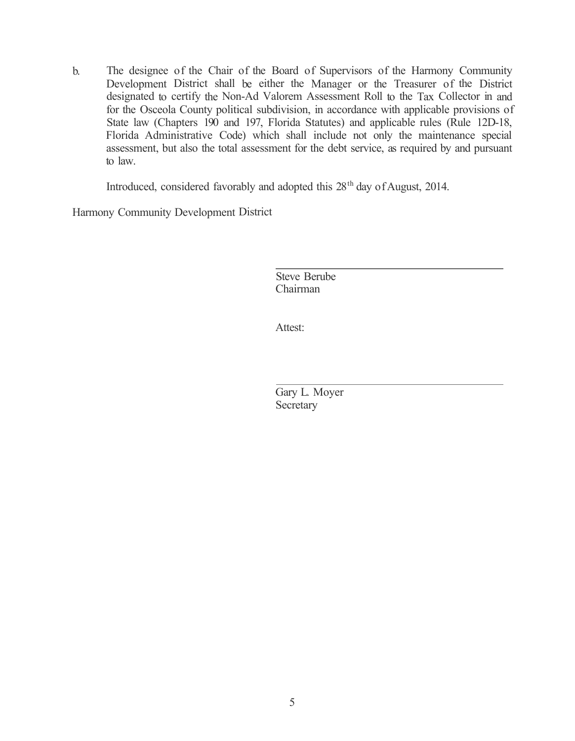b. The designee of the Chair of the Board of Supervisors of the Harmony Community Development District shall be either the Manager or the Treasurer of the District designated to certify the Non-Ad Valorem Assessment Roll to the Tax Collector in and for the Osceola County political subdivision, in accordance with applicable provisions of State law (Chapters 190 and 197, Florida Statutes) and applicable rules (Rule 12D-18, Florida Administrative Code) which shall include not only the maintenance special assessment, but also the total assessment for the debt service, as required by and pursuant to law.

Introduced, considered favorably and adopted this 28th day of August, 2014.

Harmony Community Development District

\_\_\_\_\_\_\_\_\_\_\_\_\_\_\_\_\_\_\_\_\_\_\_\_\_\_\_\_\_\_\_\_\_\_\_\_\_\_\_\_

Steve Berube
Chairman

Attest:

\_\_\_\_\_\_\_\_\_\_\_\_\_\_\_\_\_\_\_\_\_\_\_\_\_\_\_\_\_\_\_\_\_\_\_\_\_\_\_\_

Gary L. Moyer
Secretary